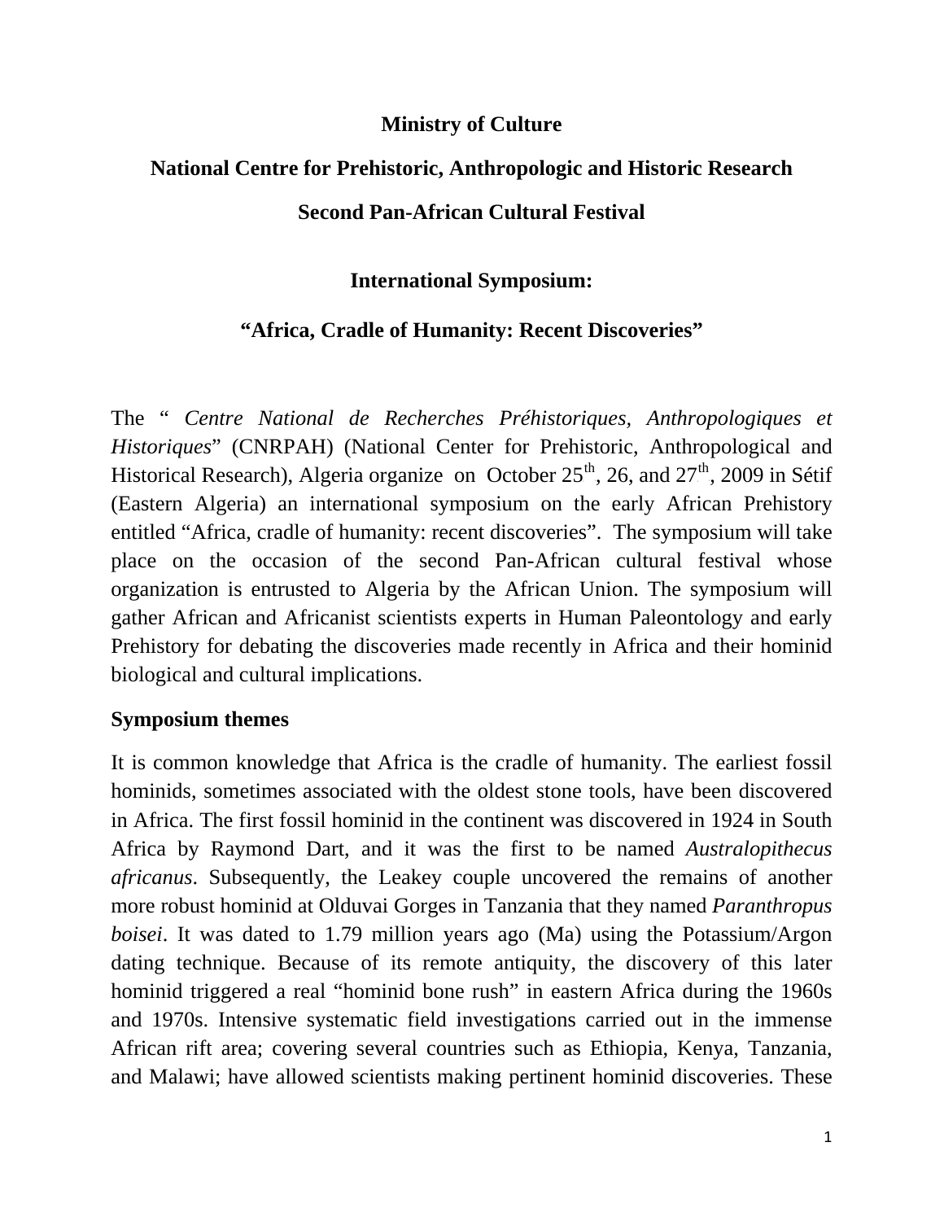**Ministry of Culture**

**National Centre for Prehistoric, Anthropologic and Historic Research**

**Second Pan-African Cultural Festival**

**International Symposium:**

**"Africa, Cradle of Humanity: Recent Discoveries"**

The " *Centre National de Recherches Préhistoriques, Anthropologiques et Historiques*" (CNRPAH) (National Center for Prehistoric, Anthropological and Historical Research), Algeria organize on October 25$^{th}$, 26, and 27$^{th}$, 2009 in Sétif (Eastern Algeria) an international symposium on the early African Prehistory entitled "Africa, cradle of humanity: recent discoveries". The symposium will take place on the occasion of the second Pan-African cultural festival whose organization is entrusted to Algeria by the African Union. The symposium will gather African and Africanist scientists experts in Human Paleontology and early Prehistory for debating the discoveries made recently in Africa and their hominid biological and cultural implications.

## Symposium themes

It is common knowledge that Africa is the cradle of humanity. The earliest fossil hominids, sometimes associated with the oldest stone tools, have been discovered in Africa. The first fossil hominid in the continent was discovered in 1924 in South Africa by Raymond Dart, and it was the first to be named *Australopithecus africanus*. Subsequently, the Leakey couple uncovered the remains of another more robust hominid at Olduvai Gorges in Tanzania that they named *Paranthropus boisei*. It was dated to 1.79 million years ago (Ma) using the Potassium/Argon dating technique. Because of its remote antiquity, the discovery of this later hominid triggered a real "hominid bone rush" in eastern Africa during the 1960s and 1970s. Intensive systematic field investigations carried out in the immense African rift area; covering several countries such as Ethiopia, Kenya, Tanzania, and Malawi; have allowed scientists making pertinent hominid discoveries. These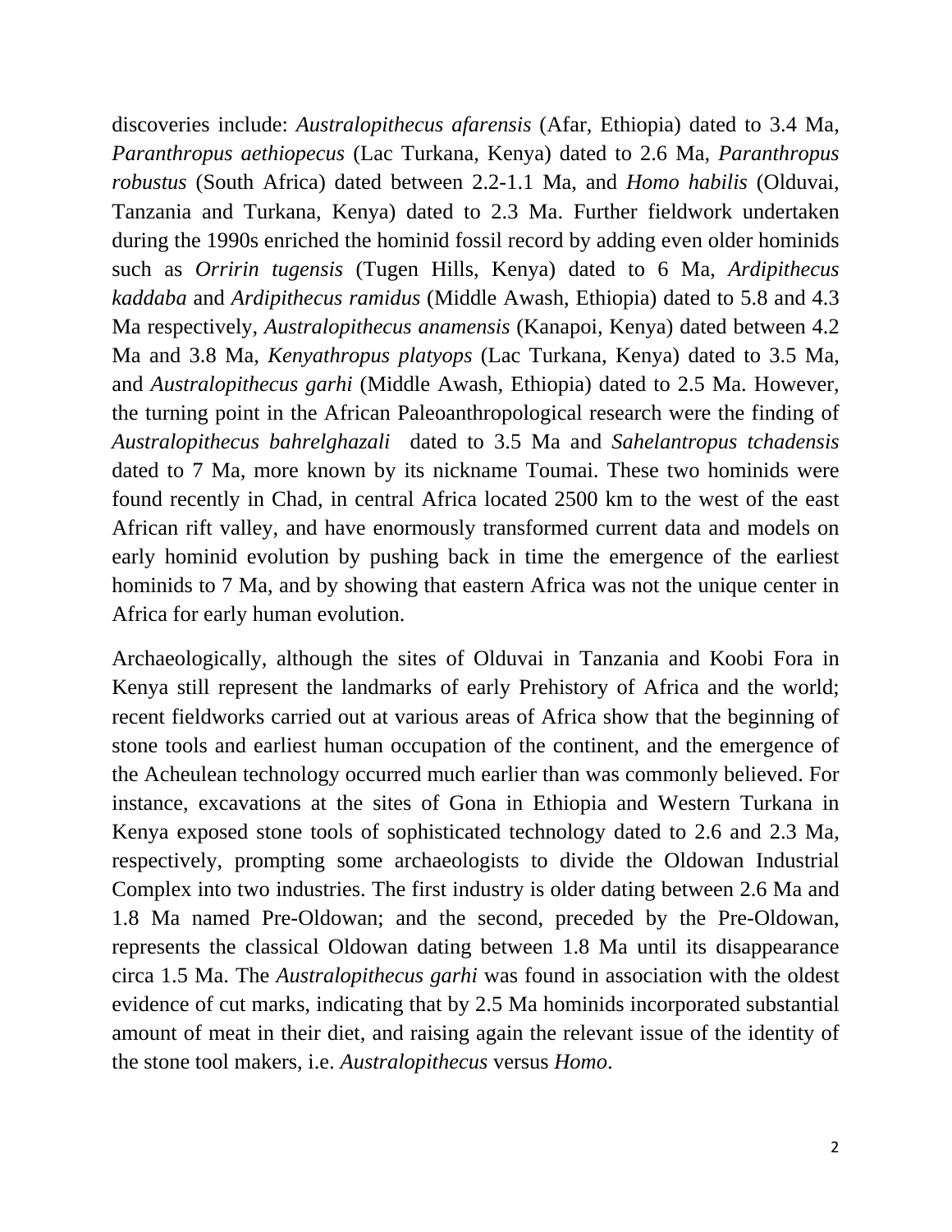discoveries include: *Australopithecus afarensis* (Afar, Ethiopia) dated to 3.4 Ma, *Paranthropus aethiopecus* (Lac Turkana, Kenya) dated to 2.6 Ma, *Paranthropus robustus* (South Africa) dated between 2.2-1.1 Ma, and *Homo habilis* (Olduvai, Tanzania and Turkana, Kenya) dated to 2.3 Ma. Further fieldwork undertaken during the 1990s enriched the hominid fossil record by adding even older hominids such as *Orririn tugensis* (Tugen Hills, Kenya) dated to 6 Ma, *Ardipithecus kaddaba* and *Ardipithecus ramidus* (Middle Awash, Ethiopia) dated to 5.8 and 4.3 Ma respectively, *Australopithecus anamensis* (Kanapoi, Kenya) dated between 4.2 Ma and 3.8 Ma, *Kenyathropus platyops* (Lac Turkana, Kenya) dated to 3.5 Ma, and *Australopithecus garhi* (Middle Awash, Ethiopia) dated to 2.5 Ma. However, the turning point in the African Paleoanthropological research were the finding of *Australopithecus bahrelghazali* dated to 3.5 Ma and *Sahelantropus tchadensis* dated to 7 Ma, more known by its nickname Toumai. These two hominids were found recently in Chad, in central Africa located 2500 km to the west of the east African rift valley, and have enormously transformed current data and models on early hominid evolution by pushing back in time the emergence of the earliest hominids to 7 Ma, and by showing that eastern Africa was not the unique center in Africa for early human evolution.

Archaeologically, although the sites of Olduvai in Tanzania and Koobi Fora in Kenya still represent the landmarks of early Prehistory of Africa and the world; recent fieldworks carried out at various areas of Africa show that the beginning of stone tools and earliest human occupation of the continent, and the emergence of the Acheulean technology occurred much earlier than was commonly believed. For instance, excavations at the sites of Gona in Ethiopia and Western Turkana in Kenya exposed stone tools of sophisticated technology dated to 2.6 and 2.3 Ma, respectively, prompting some archaeologists to divide the Oldowan Industrial Complex into two industries. The first industry is older dating between 2.6 Ma and 1.8 Ma named Pre-Oldowan; and the second, preceded by the Pre-Oldowan, represents the classical Oldowan dating between 1.8 Ma until its disappearance circa 1.5 Ma. The *Australopithecus garhi* was found in association with the oldest evidence of cut marks, indicating that by 2.5 Ma hominids incorporated substantial amount of meat in their diet, and raising again the relevant issue of the identity of the stone tool makers, i.e. *Australopithecus* versus *Homo*.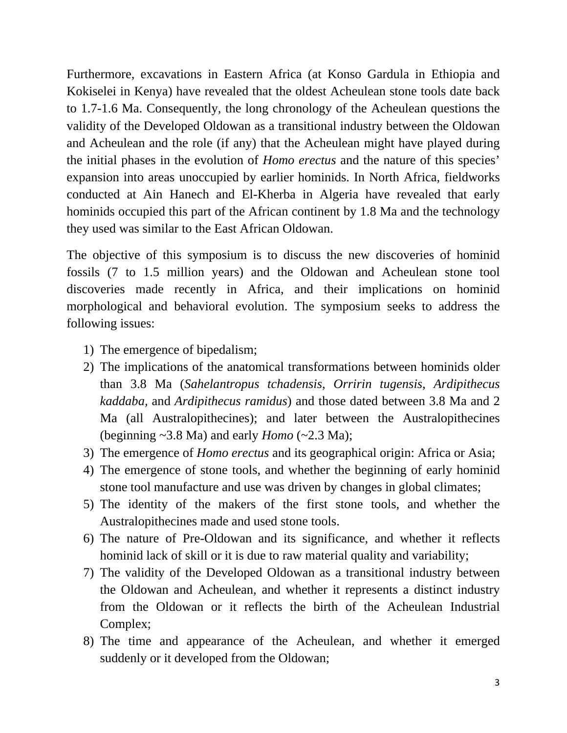Furthermore, excavations in Eastern Africa (at Konso Gardula in Ethiopia and Kokiselei in Kenya) have revealed that the oldest Acheulean stone tools date back to 1.7-1.6 Ma. Consequently, the long chronology of the Acheulean questions the validity of the Developed Oldowan as a transitional industry between the Oldowan and Acheulean and the role (if any) that the Acheulean might have played during the initial phases in the evolution of *Homo erectus* and the nature of this species' expansion into areas unoccupied by earlier hominids. In North Africa, fieldworks conducted at Ain Hanech and El-Kherba in Algeria have revealed that early hominids occupied this part of the African continent by 1.8 Ma and the technology they used was similar to the East African Oldowan.

The objective of this symposium is to discuss the new discoveries of hominid fossils (7 to 1.5 million years) and the Oldowan and Acheulean stone tool discoveries made recently in Africa, and their implications on hominid morphological and behavioral evolution. The symposium seeks to address the following issues:

1) The emergence of bipedalism;
2) The implications of the anatomical transformations between hominids older than 3.8 Ma (*Sahelantropus tchadensis*, *Orririn tugensis*, *Ardipithecus kaddaba*, and *Ardipithecus ramidus*) and those dated between 3.8 Ma and 2 Ma (all Australopithecines); and later between the Australopithecines (beginning ~3.8 Ma) and early *Homo* (~2.3 Ma);
3) The emergence of *Homo erectus* and its geographical origin: Africa or Asia;
4) The emergence of stone tools, and whether the beginning of early hominid stone tool manufacture and use was driven by changes in global climates;
5) The identity of the makers of the first stone tools, and whether the Australopithecines made and used stone tools.
6) The nature of Pre-Oldowan and its significance, and whether it reflects hominid lack of skill or it is due to raw material quality and variability;
7) The validity of the Developed Oldowan as a transitional industry between the Oldowan and Acheulean, and whether it represents a distinct industry from the Oldowan or it reflects the birth of the Acheulean Industrial Complex;
8) The time and appearance of the Acheulean, and whether it emerged suddenly or it developed from the Oldowan;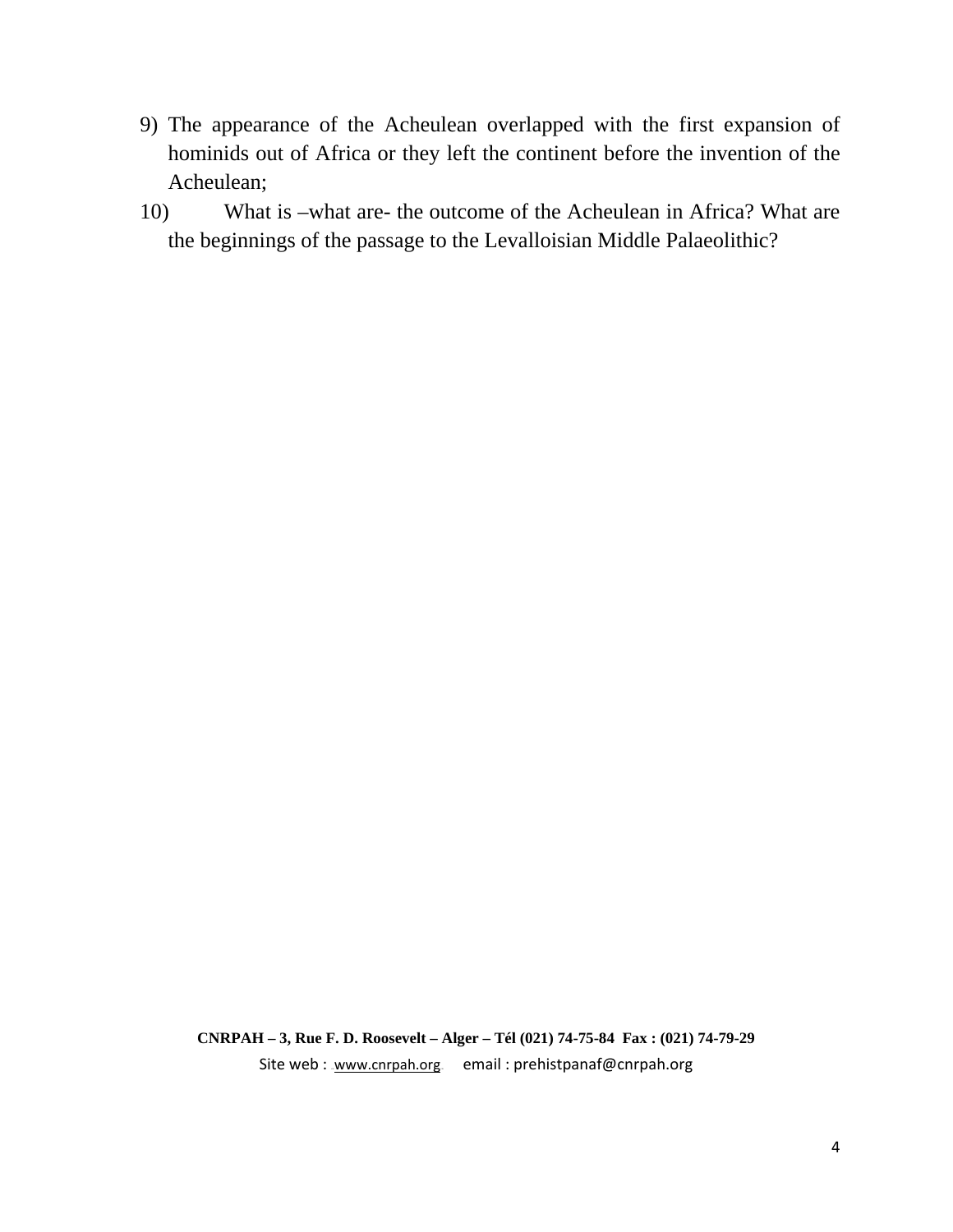9) The appearance of the Acheulean overlapped with the first expansion of hominids out of Africa or they left the continent before the invention of the Acheulean;
10) What is –what are- the outcome of the Acheulean in Africa? What are the beginnings of the passage to the Levalloisian Middle Palaeolithic?

**CNRPAH – 3, Rue F. D. Roosevelt – Alger – Tél (021) 74-75-84 Fax : (021) 74-79-29**

Site web : www.cnrpah.org email : prehistpanaf@cnrpah.org